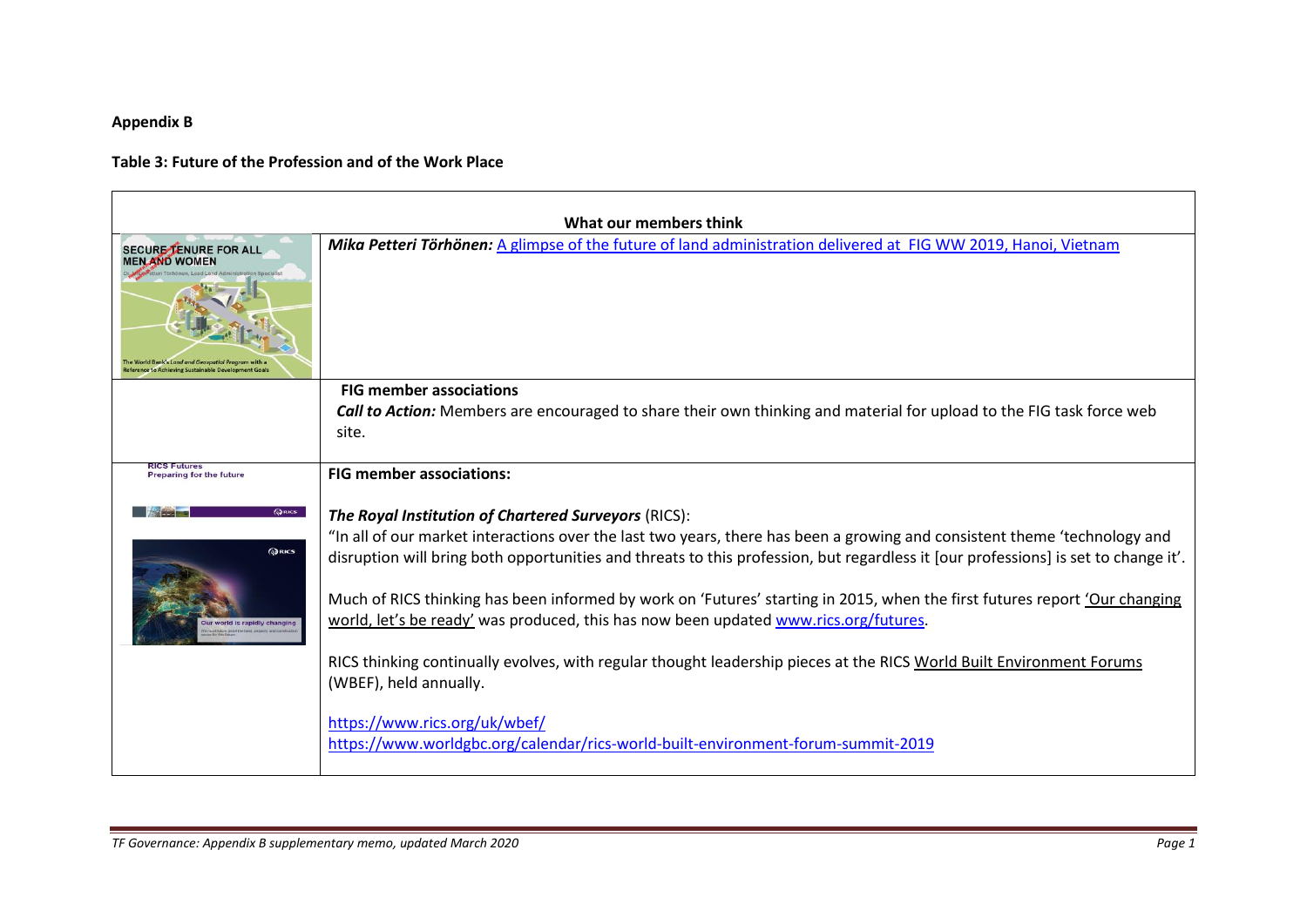**Appendix B**

**Table 3: Future of the Profession and of the Work Place**

| What our members think | |
|---|---|
| SECURE TENURE FOR ALL MEN AND WOMEN | ***Mika Petteri Törhönen:*** A glimpse of the future of land administration delivered at FIG WW 2019, Hanoi, Vietnam |
| | **FIG member associations**<br>***Call to Action:*** Members are encouraged to share their own thinking and material for upload to the FIG task force web site. |
| RICS Futures<br>Preparing for the future | **FIG member associations:**<br><br>***The Royal Institution of Chartered Surveyors*** (RICS):<br>"In all of our market interactions over the last two years, there has been a growing and consistent theme 'technology and disruption will bring both opportunities and threats to this profession, but regardless it [our professions] is set to change it'.<br><br>Much of RICS thinking has been informed by work on 'Futures' starting in 2015, when the first futures report 'Our changing world, let's be ready' was produced, this has now been updated www.rics.org/futures.<br><br>RICS thinking continually evolves, with regular thought leadership pieces at the RICS World Built Environment Forums (WBEF), held annually.<br><br>https://www.rics.org/uk/wbef/<br>https://www.worldgbc.org/calendar/rics-world-built-environment-forum-summit-2019 |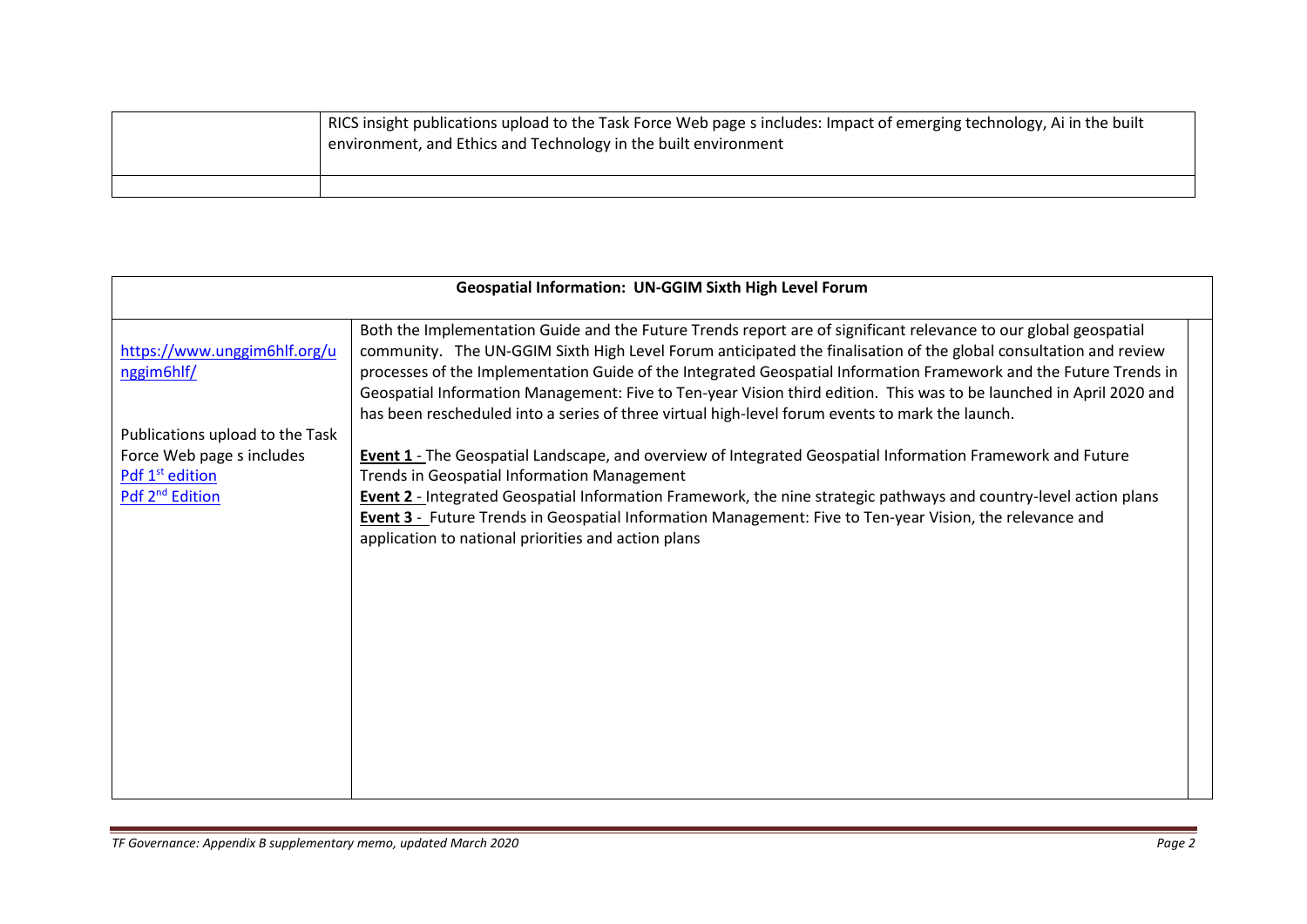|  | RICS insight publications upload to the Task Force Web page s includes: Impact of emerging technology, Ai in the built environment, and Ethics and Technology in the built environment |
|---|---|
|  |  |

| Geospatial Information: UN-GGIM Sixth High Level Forum | |
|---|---|
| https://www.unggim6hlf.org/unggim6hlf/<br><br>Publications upload to the Task Force Web page s includes<br>Pdf 1st edition<br>Pdf 2nd Edition | Both the Implementation Guide and the Future Trends report are of significant relevance to our global geospatial community. The UN-GGIM Sixth High Level Forum anticipated the finalisation of the global consultation and review processes of the Implementation Guide of the Integrated Geospatial Information Framework and the Future Trends in Geospatial Information Management: Five to Ten-year Vision third edition. This was to be launched in April 2020 and has been rescheduled into a series of three virtual high-level forum events to mark the launch.<br><br>**Event 1** - The Geospatial Landscape, and overview of Integrated Geospatial Information Framework and Future Trends in Geospatial Information Management<br>**Event 2** - Integrated Geospatial Information Framework, the nine strategic pathways and country-level action plans<br>**Event 3** - Future Trends in Geospatial Information Management: Five to Ten-year Vision, the relevance and application to national priorities and action plans |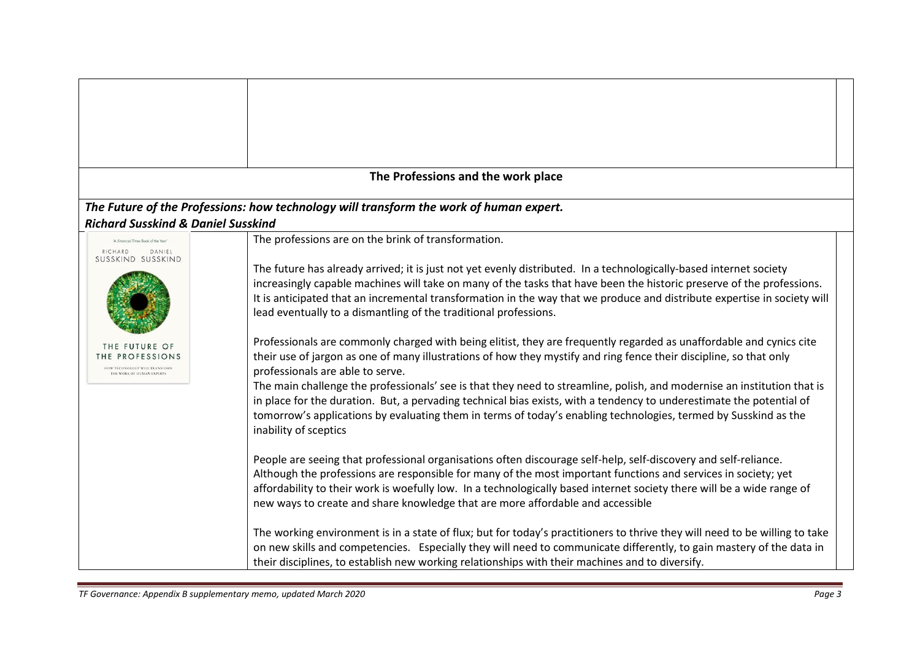## The Professions and the work place

***The Future of the Professions: how technology will transform the work of human expert.***
***Richard Susskind & Daniel Susskind***

The professions are on the brink of transformation.

The future has already arrived; it is just not yet evenly distributed. In a technologically-based internet society increasingly capable machines will take on many of the tasks that have been the historic preserve of the professions. It is anticipated that an incremental transformation in the way that we produce and distribute expertise in society will lead eventually to a dismantling of the traditional professions.

Professionals are commonly charged with being elitist, they are frequently regarded as unaffordable and cynics cite their use of jargon as one of many illustrations of how they mystify and ring fence their discipline, so that only professionals are able to serve.

The main challenge the professionals' see is that they need to streamline, polish, and modernise an institution that is in place for the duration. But, a pervading technical bias exists, with a tendency to underestimate the potential of tomorrow's applications by evaluating them in terms of today's enabling technologies, termed by Susskind as the inability of sceptics

People are seeing that professional organisations often discourage self-help, self-discovery and self-reliance. Although the professions are responsible for many of the most important functions and services in society; yet affordability to their work is woefully low. In a technologically based internet society there will be a wide range of new ways to create and share knowledge that are more affordable and accessible

The working environment is in a state of flux; but for today's practitioners to thrive they will need to be willing to take on new skills and competencies. Especially they will need to communicate differently, to gain mastery of the data in their disciplines, to establish new working relationships with their machines and to diversify.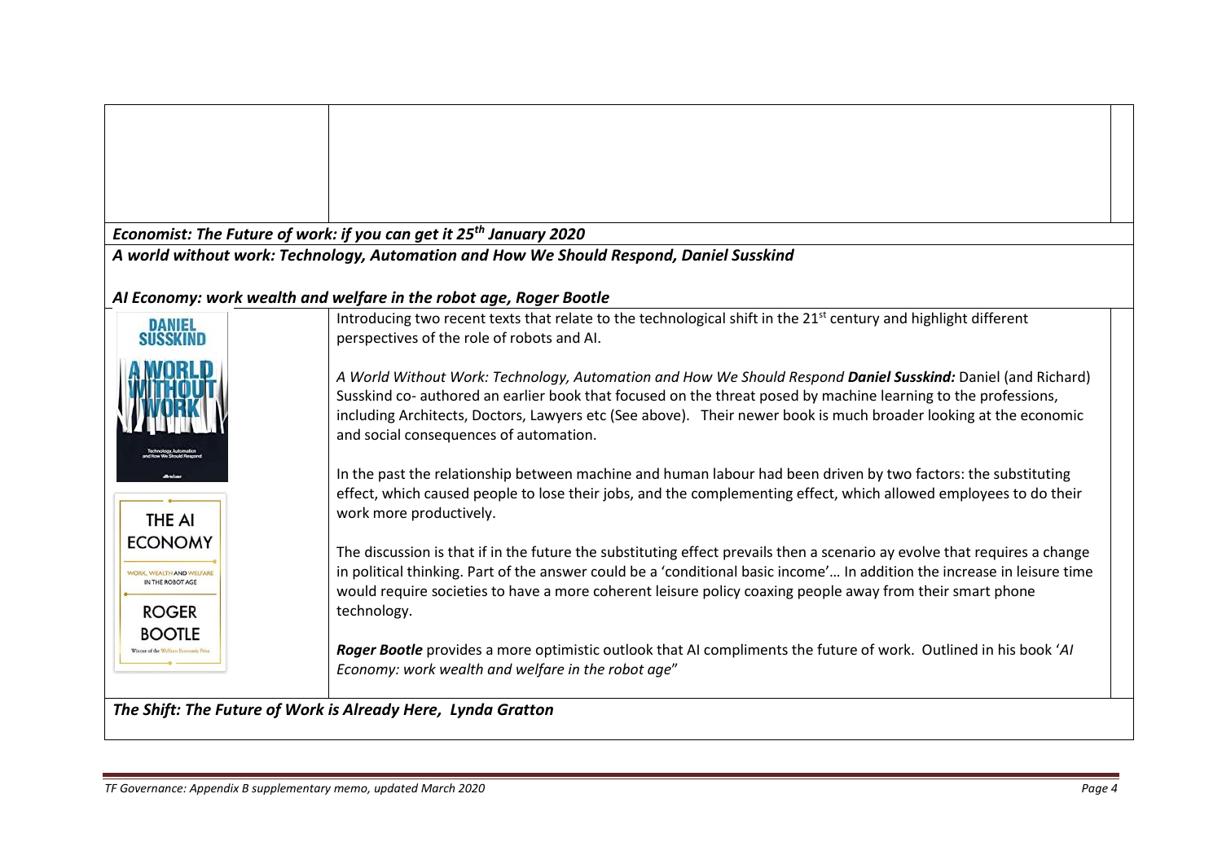***Economist: The Future of work: if you can get it 25th January 2020***

***A world without work: Technology, Automation and How We Should Respond, Daniel Susskind***

***AI Economy: work wealth and welfare in the robot age, Roger Bootle***

Introducing two recent texts that relate to the technological shift in the 21st century and highlight different perspectives of the role of robots and AI.

*A World Without Work: Technology, Automation and How We Should Respond* ***Daniel Susskind:*** Daniel (and Richard) Susskind co- authored an earlier book that focused on the threat posed by machine learning to the professions, including Architects, Doctors, Lawyers etc (See above). Their newer book is much broader looking at the economic and social consequences of automation.

In the past the relationship between machine and human labour had been driven by two factors: the substituting effect, which caused people to lose their jobs, and the complementing effect, which allowed employees to do their work more productively.

The discussion is that if in the future the substituting effect prevails then a scenario ay evolve that requires a change in political thinking. Part of the answer could be a 'conditional basic income'… In addition the increase in leisure time would require societies to have a more coherent leisure policy coaxing people away from their smart phone technology.

***Roger Bootle*** provides a more optimistic outlook that AI compliments the future of work. Outlined in his book '*AI Economy: work wealth and welfare in the robot age*"

***The Shift: The Future of Work is Already Here, Lynda Gratton***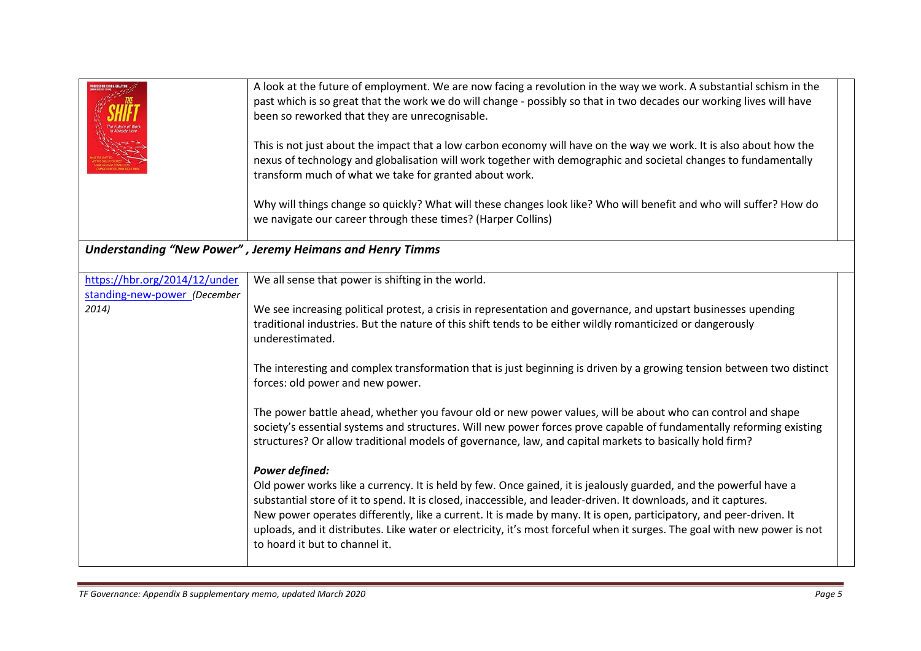| | |
|---|---|
| | A look at the future of employment. We are now facing a revolution in the way we work. A substantial schism in the past which is so great that the work we do will change - possibly so that in two decades our working lives will have been so reworked that they are unrecognisable.<br><br>This is not just about the impact that a low carbon economy will have on the way we work. It is also about how the nexus of technology and globalisation will work together with demographic and societal changes to fundamentally transform much of what we take for granted about work.<br><br>Why will things change so quickly? What will these changes look like? Who will benefit and who will suffer? How do we navigate our career through these times? (Harper Collins) |

***Understanding "New Power" , Jeremy Heimans and Henry Timms***

| | |
|---|---|
| https://hbr.org/2014/12/understanding-new-power *(December 2014)* | We all sense that power is shifting in the world.<br><br>We see increasing political protest, a crisis in representation and governance, and upstart businesses upending traditional industries. But the nature of this shift tends to be either wildly romanticized or dangerously underestimated.<br><br>The interesting and complex transformation that is just beginning is driven by a growing tension between two distinct forces: old power and new power.<br><br>The power battle ahead, whether you favour old or new power values, will be about who can control and shape society's essential systems and structures. Will new power forces prove capable of fundamentally reforming existing structures? Or allow traditional models of governance, law, and capital markets to basically hold firm?<br><br>***Power defined:***<br>Old power works like a currency. It is held by few. Once gained, it is jealously guarded, and the powerful have a substantial store of it to spend. It is closed, inaccessible, and leader-driven. It downloads, and it captures.<br>New power operates differently, like a current. It is made by many. It is open, participatory, and peer-driven. It uploads, and it distributes. Like water or electricity, it's most forceful when it surges. The goal with new power is not to hoard it but to channel it. |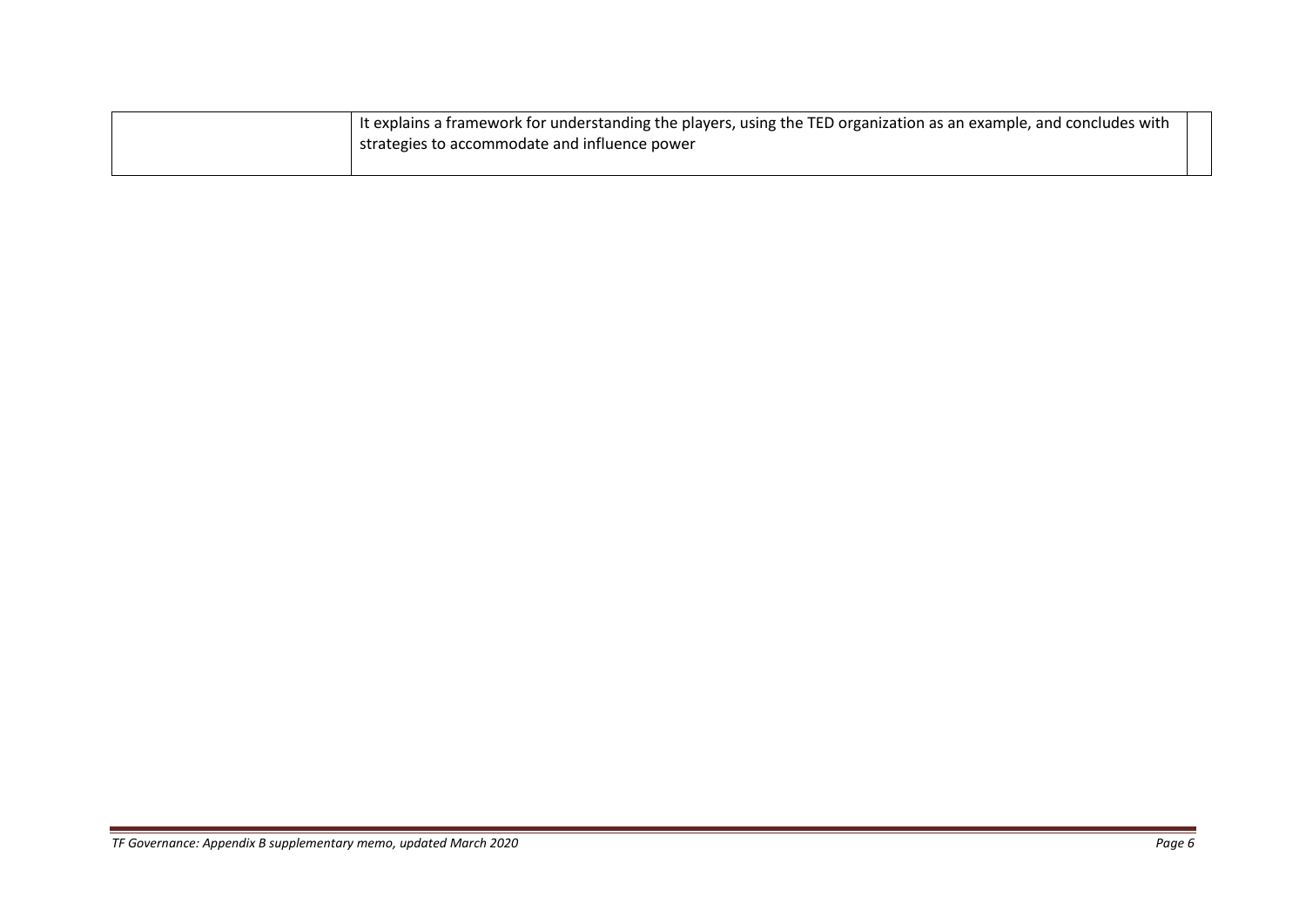| | | |
|---|---|---|
| | It explains a framework for understanding the players, using the TED organization as an example, and concludes with strategies to accommodate and influence power | |